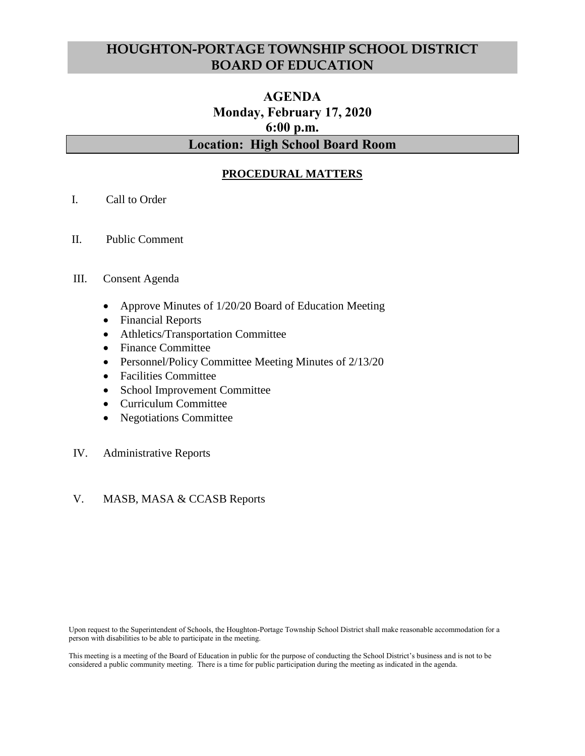# HOUGHTON-PORTAGE TOWNSHIP SCHOOL DISTRICT BOARD OF EDUCATION

## AGENDA
## Monday, February 17, 2020
## 6:00 p.m.

## Location: High School Board Room

### PROCEDURAL MATTERS

I. Call to Order

II. Public Comment

III. Consent Agenda

- Approve Minutes of 1/20/20 Board of Education Meeting
- Financial Reports
- Athletics/Transportation Committee
- Finance Committee
- Personnel/Policy Committee Meeting Minutes of 2/13/20
- Facilities Committee
- School Improvement Committee
- Curriculum Committee
- Negotiations Committee

IV. Administrative Reports

V. MASB, MASA & CCASB Reports

Upon request to the Superintendent of Schools, the Houghton-Portage Township School District shall make reasonable accommodation for a person with disabilities to be able to participate in the meeting.

This meeting is a meeting of the Board of Education in public for the purpose of conducting the School District's business and is not to be considered a public community meeting. There is a time for public participation during the meeting as indicated in the agenda.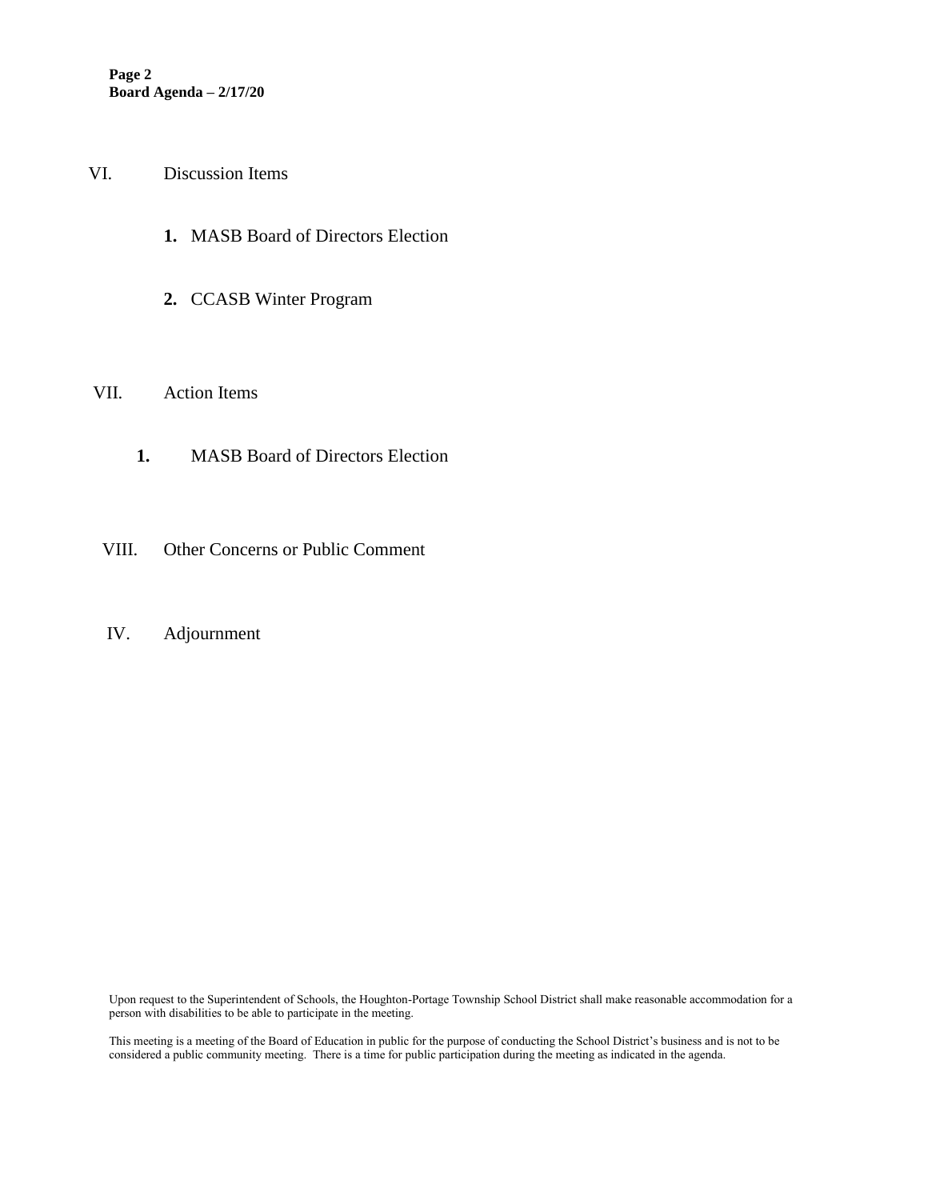VI. Discussion Items

1. MASB Board of Directors Election
2. CCASB Winter Program

VII. Action Items

1. MASB Board of Directors Election

VIII. Other Concerns or Public Comment

IV. Adjournment

Upon request to the Superintendent of Schools, the Houghton-Portage Township School District shall make reasonable accommodation for a person with disabilities to be able to participate in the meeting.

This meeting is a meeting of the Board of Education in public for the purpose of conducting the School District's business and is not to be considered a public community meeting. There is a time for public participation during the meeting as indicated in the agenda.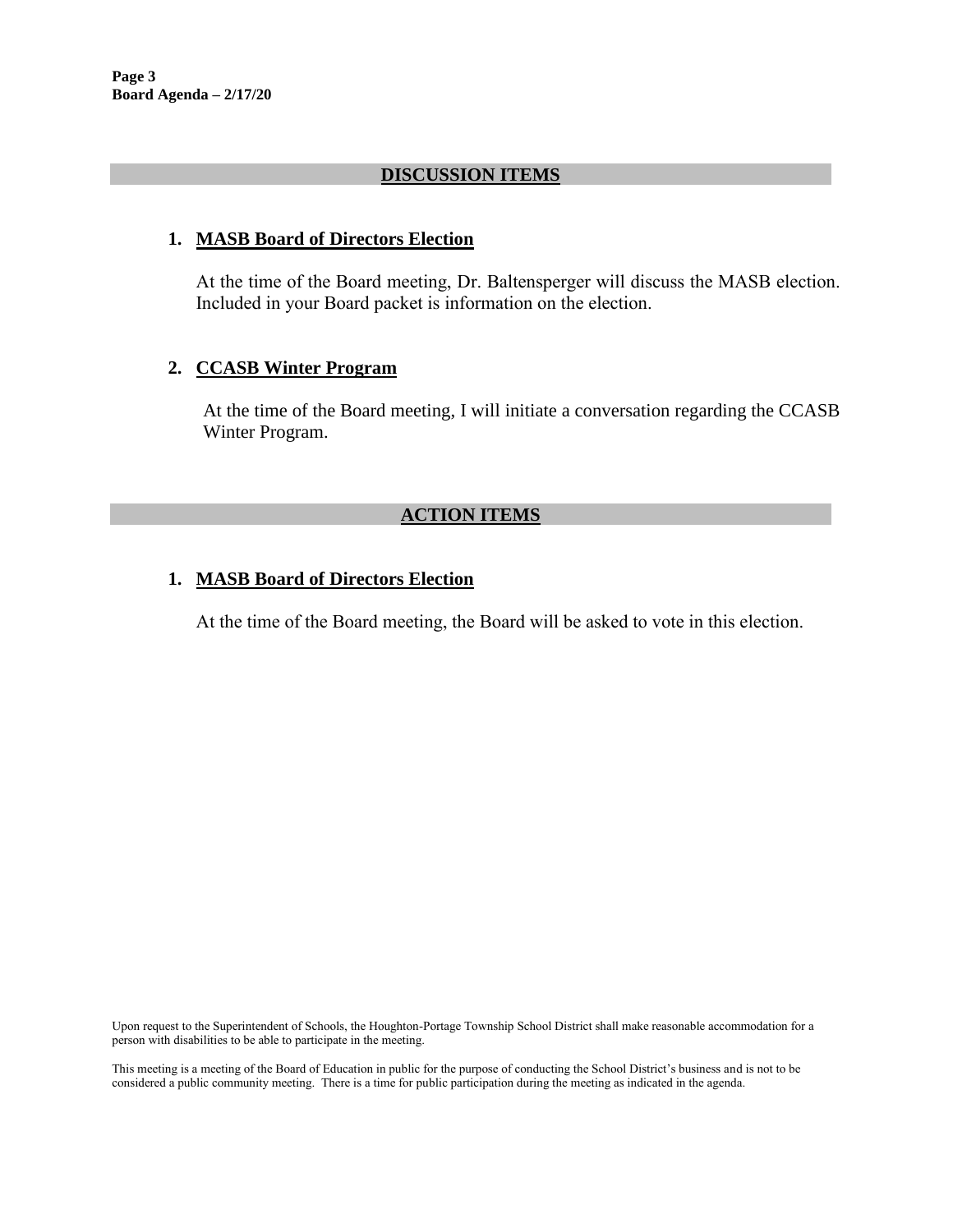## DISCUSSION ITEMS

### 1. MASB Board of Directors Election

At the time of the Board meeting, Dr. Baltensperger will discuss the MASB election. Included in your Board packet is information on the election.

### 2. CCASB Winter Program

At the time of the Board meeting, I will initiate a conversation regarding the CCASB Winter Program.

## ACTION ITEMS

### 1. MASB Board of Directors Election

At the time of the Board meeting, the Board will be asked to vote in this election.

Upon request to the Superintendent of Schools, the Houghton-Portage Township School District shall make reasonable accommodation for a person with disabilities to be able to participate in the meeting.

This meeting is a meeting of the Board of Education in public for the purpose of conducting the School District's business and is not to be considered a public community meeting. There is a time for public participation during the meeting as indicated in the agenda.